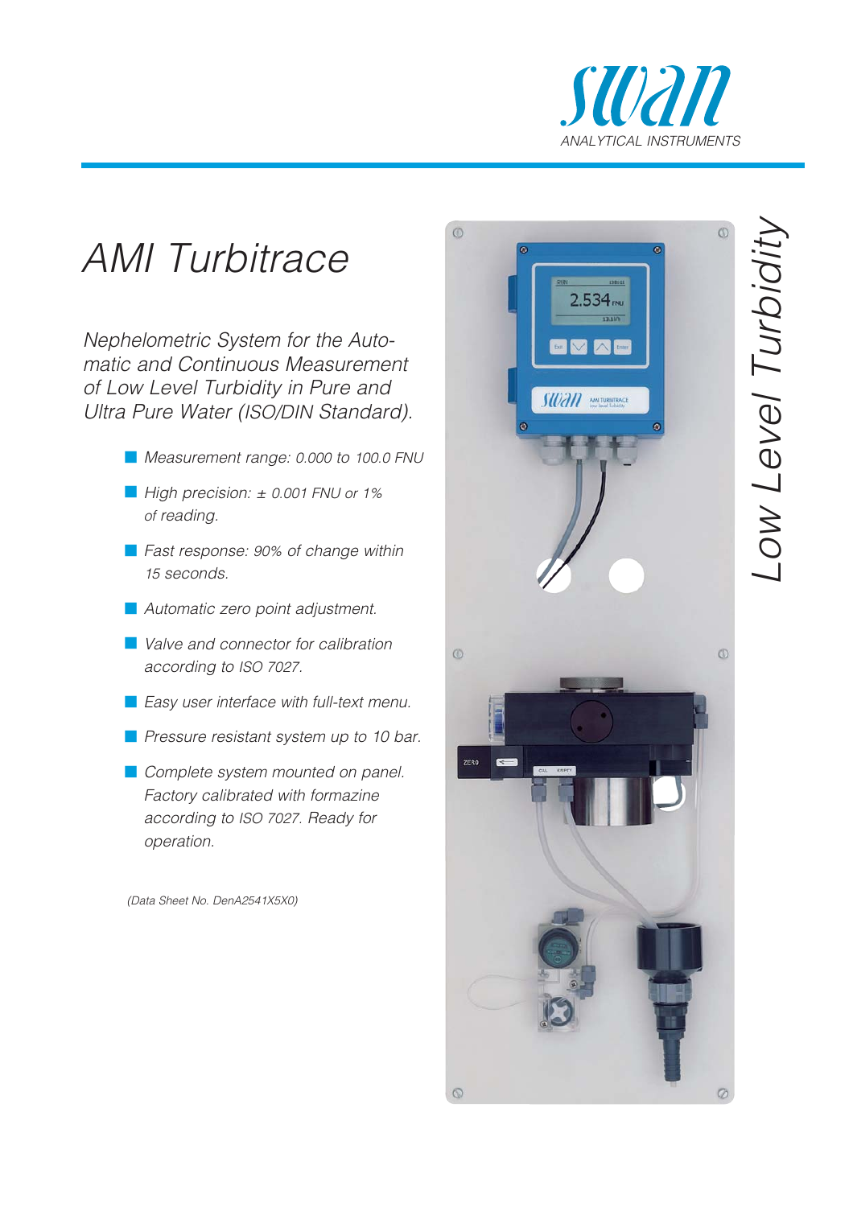swan

ANALYTICAL INSTRUMENTS

# AMI Turbitrace

*Nephelometric System for the Automatic and Continuous Measurement of Low Level Turbidity in Pure and Ultra Pure Water (ISO/DIN Standard).*

- *Measurement range: 0.000 to 100.0 FNU*
- *High precision: ± 0.001 FNU or 1% of reading.*
- *Fast response: 90% of change within 15 seconds.*
- *Automatic zero point adjustment.*
- *Valve and connector for calibration according to ISO 7027.*
- *Easy user interface with full-text menu.*
- *Pressure resistant system up to 10 bar.*
- *Complete system mounted on panel. Factory calibrated with formazine according to ISO 7027. Ready for operation.*

*(Data Sheet No. DenA2541X5X0)*

*Low Level Turbidity*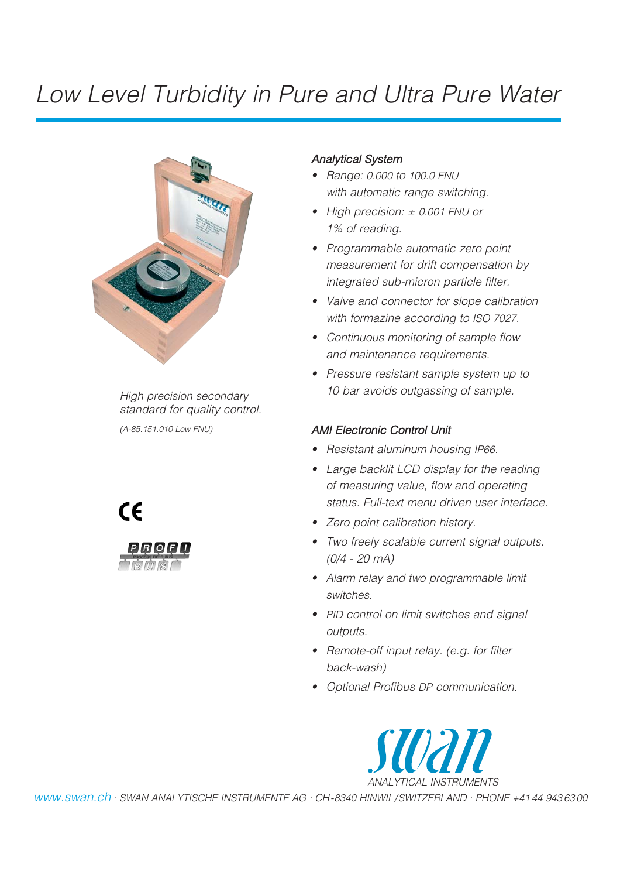# Low Level Turbidity in Pure and Ultra Pure Water

High precision secondary standard for quality control.

(A-85.151.010 Low FNU)

### Analytical System

- Range: 0.000 to 100.0 FNU with automatic range switching.
- High precision: ± 0.001 FNU or 1% of reading.
- Programmable automatic zero point measurement for drift compensation by integrated sub-micron particle filter.
- Valve and connector for slope calibration with formazine according to ISO 7027.
- Continuous monitoring of sample flow and maintenance requirements.
- Pressure resistant sample system up to 10 bar avoids outgassing of sample.

### AMI Electronic Control Unit

- Resistant aluminum housing IP66.
- Large backlit LCD display for the reading of measuring value, flow and operating status. Full-text menu driven user interface.
- Zero point calibration history.
- Two freely scalable current signal outputs. (0/4 - 20 mA)
- Alarm relay and two programmable limit switches.
- PID control on limit switches and signal outputs.
- Remote-off input relay. (e.g. for filter back-wash)
- Optional Profibus DP communication.

swan
ANALYTICAL INSTRUMENTS

www.swan.ch · SWAN ANALYTISCHE INSTRUMENTE AG · CH-8340 HINWIL/SWITZERLAND · PHONE +41 44 943 63 00